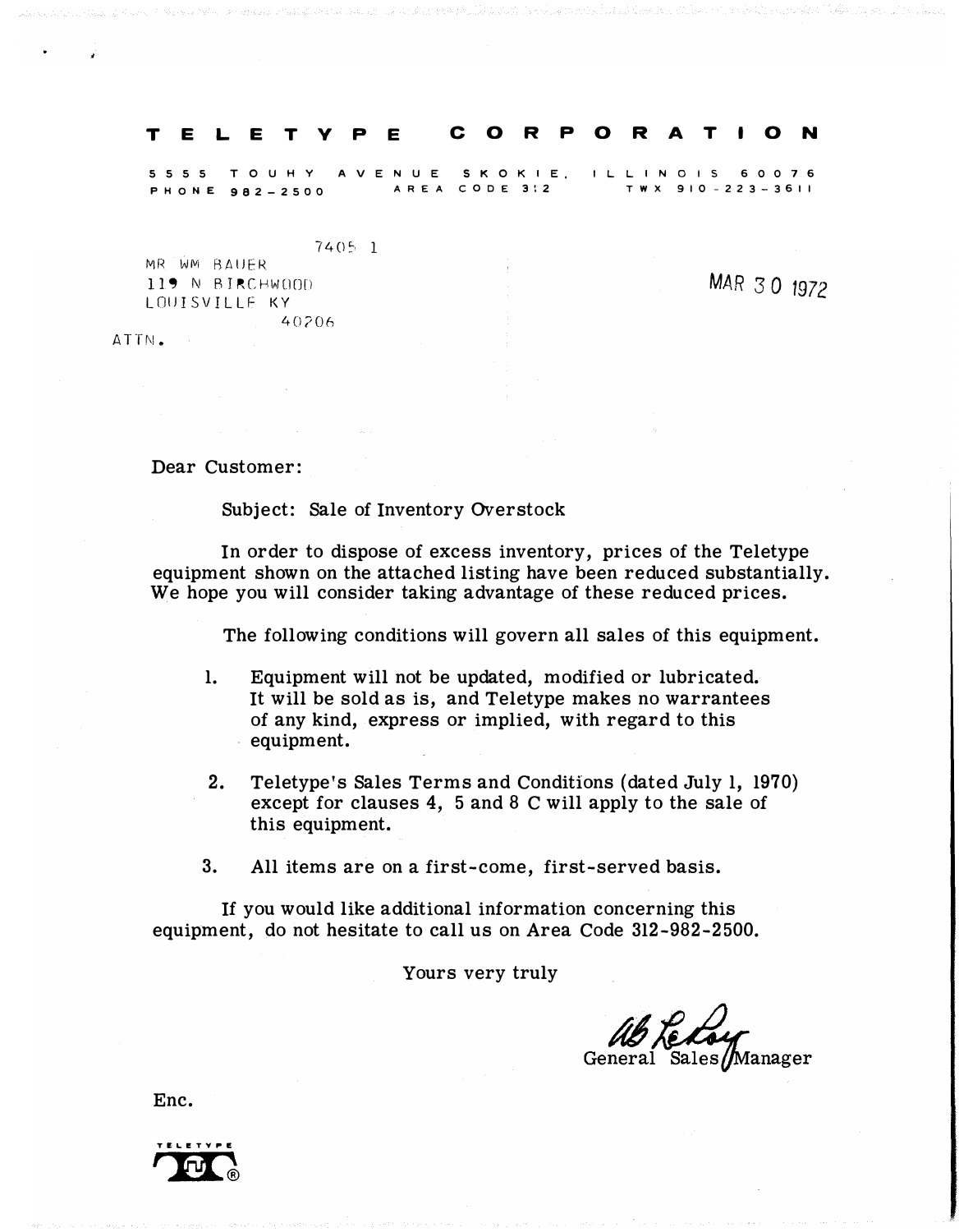# T E L E T Y P E   C O R P O R A T I O N

5555 TOUHY AVENUE SKOKIE, ILLINOIS 60076
PHONE 982-2500   AREA CODE 312   TWX 910-223-3611

7405 1

MR WM BAUER
119 N BIRCHWOOD
LOUISVILLE KY
40206

ATTN.

MAR 30 1972

Dear Customer:

Subject: Sale of Inventory Overstock

In order to dispose of excess inventory, prices of the Teletype equipment shown on the attached listing have been reduced substantially. We hope you will consider taking advantage of these reduced prices.

The following conditions will govern all sales of this equipment.

1. Equipment will not be updated, modified or lubricated. It will be sold as is, and Teletype makes no warrantees of any kind, express or implied, with regard to this equipment.

2. Teletype's Sales Terms and Conditions (dated July 1, 1970) except for clauses 4, 5 and 8 C will apply to the sale of this equipment.

3. All items are on a first-come, first-served basis.

If you would like additional information concerning this equipment, do not hesitate to call us on Area Code 312-982-2500.

Yours very truly

Ab LeRoy

General Sales Manager

Enc.

TELETYPE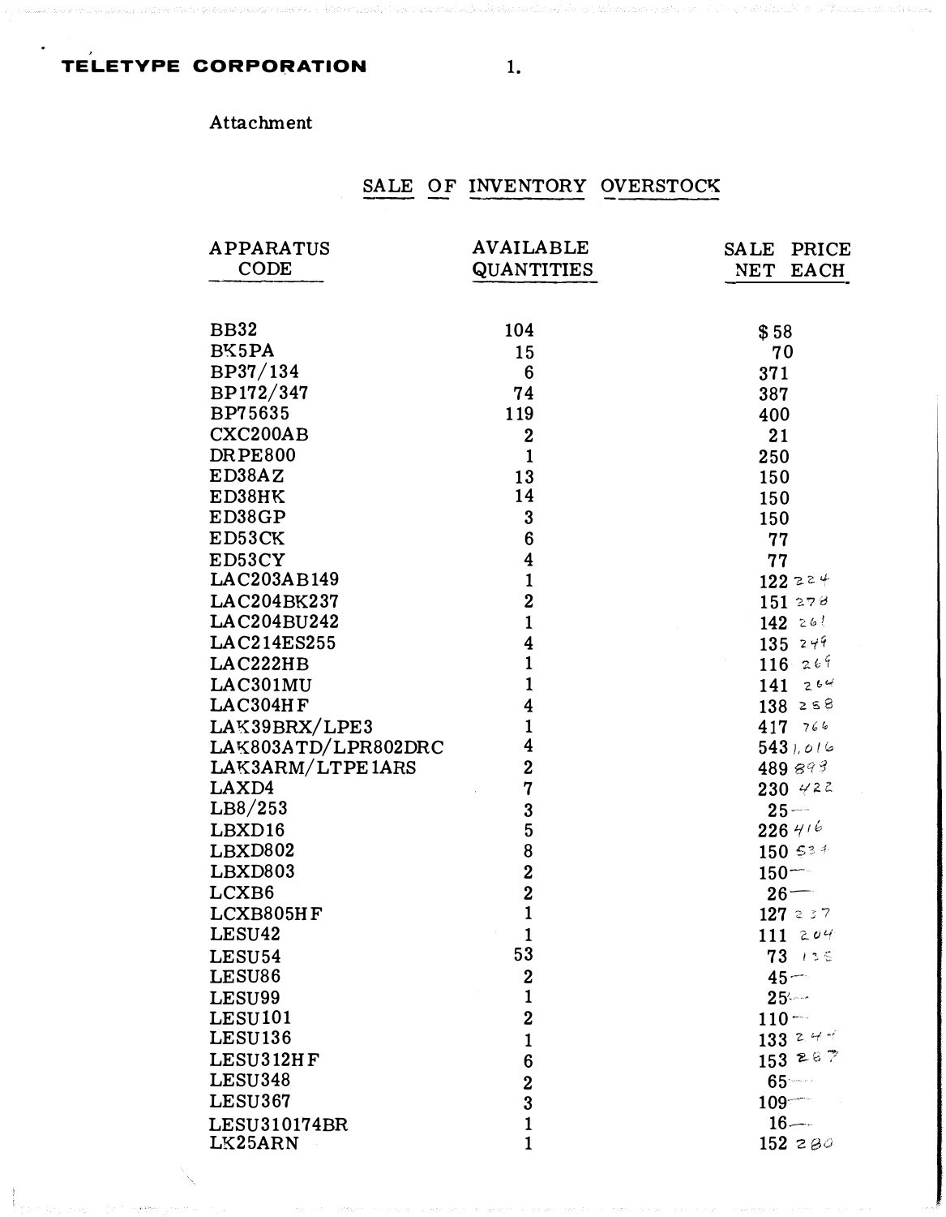**TELETYPE CORPORATION**

Attachment

## SALE OF INVENTORY OVERSTOCK

| APPARATUS CODE | AVAILABLE QUANTITIES | SALE PRICE NET EACH |
|---|---|---|
| BB32 | 104 | $ 58 |
| BK5PA | 15 | 70 |
| BP37/134 | 6 | 371 |
| BP172/347 | 74 | 387 |
| BP75635 | 119 | 400 |
| CXC200AB | 2 | 21 |
| DRPE800 | 1 | 250 |
| ED38AZ | 13 | 150 |
| ED38HK | 14 | 150 |
| ED38GP | 3 | 150 |
| ED53CK | 6 | 77 |
| ED53CY | 4 | 77 |
| LAC203AB149 | 1 | 122 224 |
| LAC204BK237 | 2 | 151 278 |
| LAC204BU242 | 1 | 142 261 |
| LAC214ES255 | 4 | 135 249 |
| LAC222HB | 1 | 116 269 |
| LAC301MU | 1 | 141 264 |
| LAC304HF | 4 | 138 258 |
| LAK39BRX/LPE3 | 1 | 417 766 |
| LAK803ATD/LPR802DRC | 4 | 543 1,016 |
| LAK3ARM/LTPE1ARS | 2 | 489 898 |
| LAXD4 | 7 | 230 422 |
| LB8/253 | 3 | 25 — |
| LBXD16 | 5 | 226 416 |
| LBXD802 | 8 | 150 534 |
| LBXD803 | 2 | 150 — |
| LCXB6 | 2 | 26 — |
| LCXB805HF | 1 | 127 237 |
| LESU42 | 1 | 111 204 |
| LESU54 | 53 | 73 135 |
| LESU86 | 2 | 45 — |
| LESU99 | 1 | 25 — |
| LESU101 | 2 | 110 — |
| LESU136 | 1 | 133 244 |
| LESU312HF | 6 | 153 287 |
| LESU348 | 2 | 65 — |
| LESU367 | 3 | 109 — |
| LESU310174BR | 1 | 16 — |
| LK25ARN | 1 | 152 280 |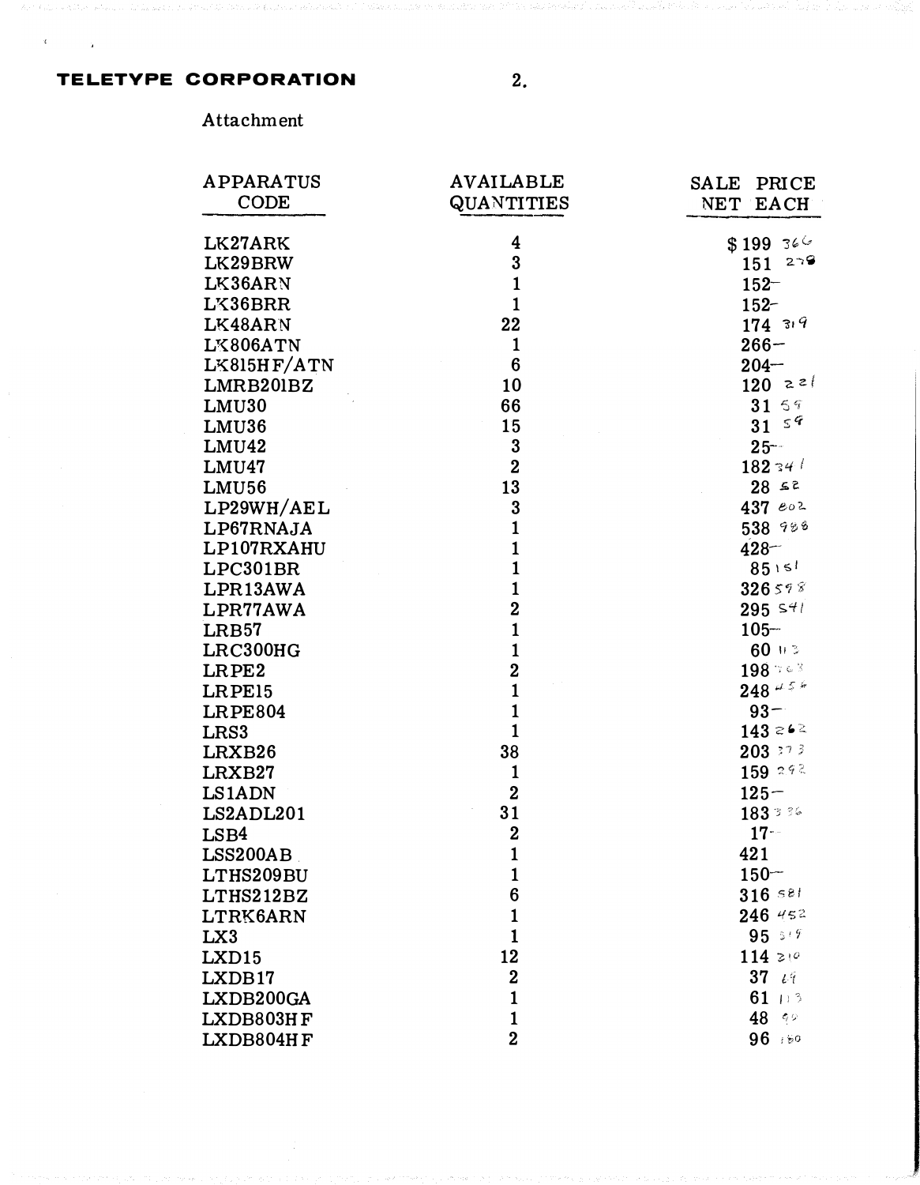**TELETYPE CORPORATION**

Attachment

| APPARATUS CODE | AVAILABLE QUANTITIES | SALE PRICE NET EACH |
|---|---|---|
| LK27ARK | 4 | $199 366 |
| LK29BRW | 3 | 151 278 |
| LK36ARN | 1 | 152– |
| LK36BRR | 1 | 152– |
| LK48ARN | 22 | 174 319 |
| LK806ATN | 1 | 266– |
| LK815HF/ATN | 6 | 204– |
| LMRB201BZ | 10 | 120 221 |
| LMU30 | 66 | 31 59 |
| LMU36 | 15 | 31 59 |
| LMU42 | 3 | 25– |
| LMU47 | 2 | 182 341 |
| LMU56 | 13 | 28 52 |
| LP29WH/AEL | 3 | 437 802 |
| LP67RNAJA | 1 | 538 988 |
| LP107RXAHU | 1 | 428– |
| LPC301BR | 1 | 85 151 |
| LPR13AWA | 1 | 326 598 |
| LPR77AWA | 2 | 295 541 |
| LRB57 | 1 | 105– |
| LRC300HG | 1 | 60 113 |
| LRPE2 | 2 | 198 363 |
| LRPE15 | 1 | 248 456 |
| LRPE804 | 1 | 93– |
| LRS3 | 1 | 143 262 |
| LRXB26 | 38 | 203 373 |
| LRXB27 | 1 | 159 292 |
| LS1ADN | 2 | 125– |
| LS2ADL201 | 31 | 183 336 |
| LSB4 | 2 | 17– |
| LSS200AB | 1 | 421 |
| LTHS209BU | 1 | 150– |
| LTHS212BZ | 6 | 316 581 |
| LTRK6ARN | 1 | 246 452 |
| LX3 | 1 | 95 319 |
| LXD15 | 12 | 114 210 |
| LXDB17 | 2 | 37 69 |
| LXDB200GA | 1 | 61 113 |
| LXDB803HF | 1 | 48 90 |
| LXDB804HF | 2 | 96 180 |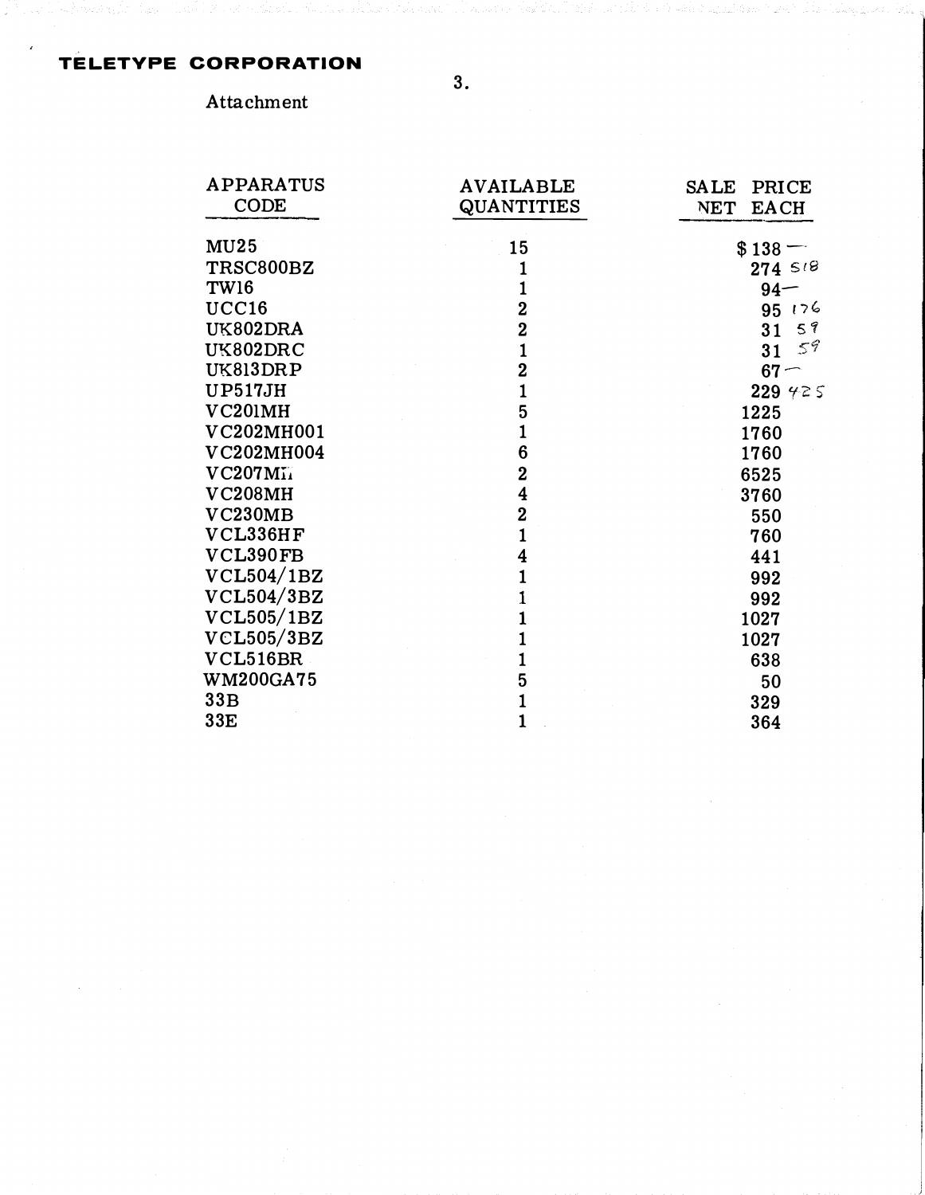**TELETYPE CORPORATION**

Attachment

| APPARATUS CODE | AVAILABLE QUANTITIES | SALE PRICE NET EACH |
|---|---|---|
| MU25 | 15 | $ 138 — |
| TRSC800BZ | 1 | 274 518 |
| TW16 | 1 | 94— |
| UCC16 | 2 | 95 176 |
| UK802DRA | 2 | 31 59 |
| UK802DRC | 1 | 31 59 |
| UK813DRP | 2 | 67 — |
| UP517JH | 1 | 229 425 |
| VC201MH | 5 | 1225 |
| VC202MH001 | 1 | 1760 |
| VC202MH004 | 6 | 1760 |
| VC207MH | 2 | 6525 |
| VC208MH | 4 | 3760 |
| VC230MB | 2 | 550 |
| VCL336HF | 1 | 760 |
| VCL390FB | 4 | 441 |
| VCL504/1BZ | 1 | 992 |
| VCL504/3BZ | 1 | 992 |
| VCL505/1BZ | 1 | 1027 |
| VCL505/3BZ | 1 | 1027 |
| VCL516BR | 1 | 638 |
| WM200GA75 | 5 | 50 |
| 33B | 1 | 329 |
| 33E | 1 | 364 |